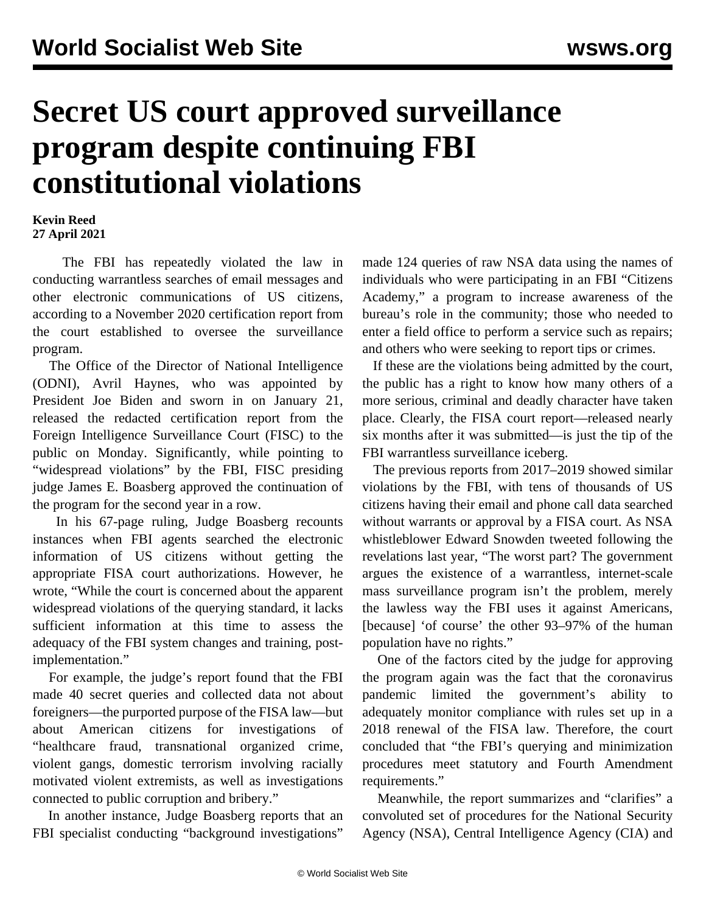# Secret US court approved surveillance program despite continuing FBI constitutional violations

**Kevin Reed**
**27 April 2021**

The FBI has repeatedly violated the law in conducting warrantless searches of email messages and other electronic communications of US citizens, according to a November 2020 certification report from the court established to oversee the surveillance program.

The Office of the Director of National Intelligence (ODNI), Avril Haynes, who was appointed by President Joe Biden and sworn in on January 21, released the redacted certification report from the Foreign Intelligence Surveillance Court (FISC) to the public on Monday. Significantly, while pointing to "widespread violations" by the FBI, FISC presiding judge James E. Boasberg approved the continuation of the program for the second year in a row.

In his 67-page ruling, Judge Boasberg recounts instances when FBI agents searched the electronic information of US citizens without getting the appropriate FISA court authorizations. However, he wrote, "While the court is concerned about the apparent widespread violations of the querying standard, it lacks sufficient information at this time to assess the adequacy of the FBI system changes and training, post-implementation."

For example, the judge's report found that the FBI made 40 secret queries and collected data not about foreigners—the purported purpose of the FISA law—but about American citizens for investigations of "healthcare fraud, transnational organized crime, violent gangs, domestic terrorism involving racially motivated violent extremists, as well as investigations connected to public corruption and bribery."

In another instance, Judge Boasberg reports that an FBI specialist conducting "background investigations" made 124 queries of raw NSA data using the names of individuals who were participating in an FBI "Citizens Academy," a program to increase awareness of the bureau's role in the community; those who needed to enter a field office to perform a service such as repairs; and others who were seeking to report tips or crimes.

If these are the violations being admitted by the court, the public has a right to know how many others of a more serious, criminal and deadly character have taken place. Clearly, the FISA court report—released nearly six months after it was submitted—is just the tip of the FBI warrantless surveillance iceberg.

The previous reports from 2017–2019 showed similar violations by the FBI, with tens of thousands of US citizens having their email and phone call data searched without warrants or approval by a FISA court. As NSA whistleblower Edward Snowden tweeted following the revelations last year, "The worst part? The government argues the existence of a warrantless, internet-scale mass surveillance program isn't the problem, merely the lawless way the FBI uses it against Americans, [because] 'of course' the other 93–97% of the human population have no rights."

One of the factors cited by the judge for approving the program again was the fact that the coronavirus pandemic limited the government's ability to adequately monitor compliance with rules set up in a 2018 renewal of the FISA law. Therefore, the court concluded that "the FBI's querying and minimization procedures meet statutory and Fourth Amendment requirements."

Meanwhile, the report summarizes and "clarifies" a convoluted set of procedures for the National Security Agency (NSA), Central Intelligence Agency (CIA) and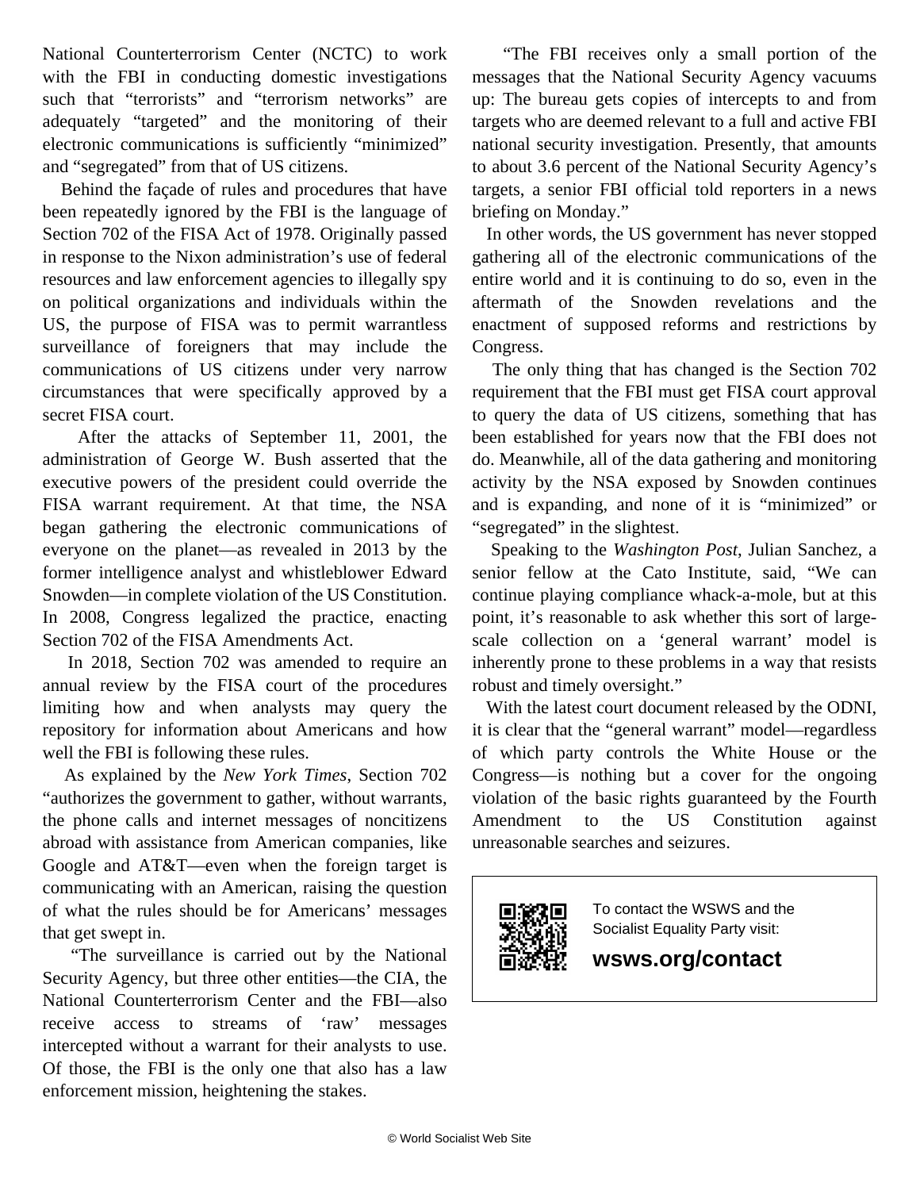National Counterterrorism Center (NCTC) to work with the FBI in conducting domestic investigations such that "terrorists" and "terrorism networks" are adequately "targeted" and the monitoring of their electronic communications is sufficiently "minimized" and "segregated" from that of US citizens.

Behind the façade of rules and procedures that have been repeatedly ignored by the FBI is the language of Section 702 of the FISA Act of 1978. Originally passed in response to the Nixon administration's use of federal resources and law enforcement agencies to illegally spy on political organizations and individuals within the US, the purpose of FISA was to permit warrantless surveillance of foreigners that may include the communications of US citizens under very narrow circumstances that were specifically approved by a secret FISA court.

After the attacks of September 11, 2001, the administration of George W. Bush asserted that the executive powers of the president could override the FISA warrant requirement. At that time, the NSA began gathering the electronic communications of everyone on the planet—as revealed in 2013 by the former intelligence analyst and whistleblower Edward Snowden—in complete violation of the US Constitution. In 2008, Congress legalized the practice, enacting Section 702 of the FISA Amendments Act.

In 2018, Section 702 was amended to require an annual review by the FISA court of the procedures limiting how and when analysts may query the repository for information about Americans and how well the FBI is following these rules.

As explained by the *New York Times*, Section 702 "authorizes the government to gather, without warrants, the phone calls and internet messages of noncitizens abroad with assistance from American companies, like Google and AT&T—even when the foreign target is communicating with an American, raising the question of what the rules should be for Americans' messages that get swept in.

"The surveillance is carried out by the National Security Agency, but three other entities—the CIA, the National Counterterrorism Center and the FBI—also receive access to streams of 'raw' messages intercepted without a warrant for their analysts to use. Of those, the FBI is the only one that also has a law enforcement mission, heightening the stakes.

"The FBI receives only a small portion of the messages that the National Security Agency vacuums up: The bureau gets copies of intercepts to and from targets who are deemed relevant to a full and active FBI national security investigation. Presently, that amounts to about 3.6 percent of the National Security Agency's targets, a senior FBI official told reporters in a news briefing on Monday."

In other words, the US government has never stopped gathering all of the electronic communications of the entire world and it is continuing to do so, even in the aftermath of the Snowden revelations and the enactment of supposed reforms and restrictions by Congress.

The only thing that has changed is the Section 702 requirement that the FBI must get FISA court approval to query the data of US citizens, something that has been established for years now that the FBI does not do. Meanwhile, all of the data gathering and monitoring activity by the NSA exposed by Snowden continues and is expanding, and none of it is "minimized" or "segregated" in the slightest.

Speaking to the *Washington Post*, Julian Sanchez, a senior fellow at the Cato Institute, said, "We can continue playing compliance whack-a-mole, but at this point, it's reasonable to ask whether this sort of large-scale collection on a 'general warrant' model is inherently prone to these problems in a way that resists robust and timely oversight."

With the latest court document released by the ODNI, it is clear that the "general warrant" model—regardless of which party controls the White House or the Congress—is nothing but a cover for the ongoing violation of the basic rights guaranteed by the Fourth Amendment to the US Constitution against unreasonable searches and seizures.

To contact the WSWS and the Socialist Equality Party visit:

**wsws.org/contact**